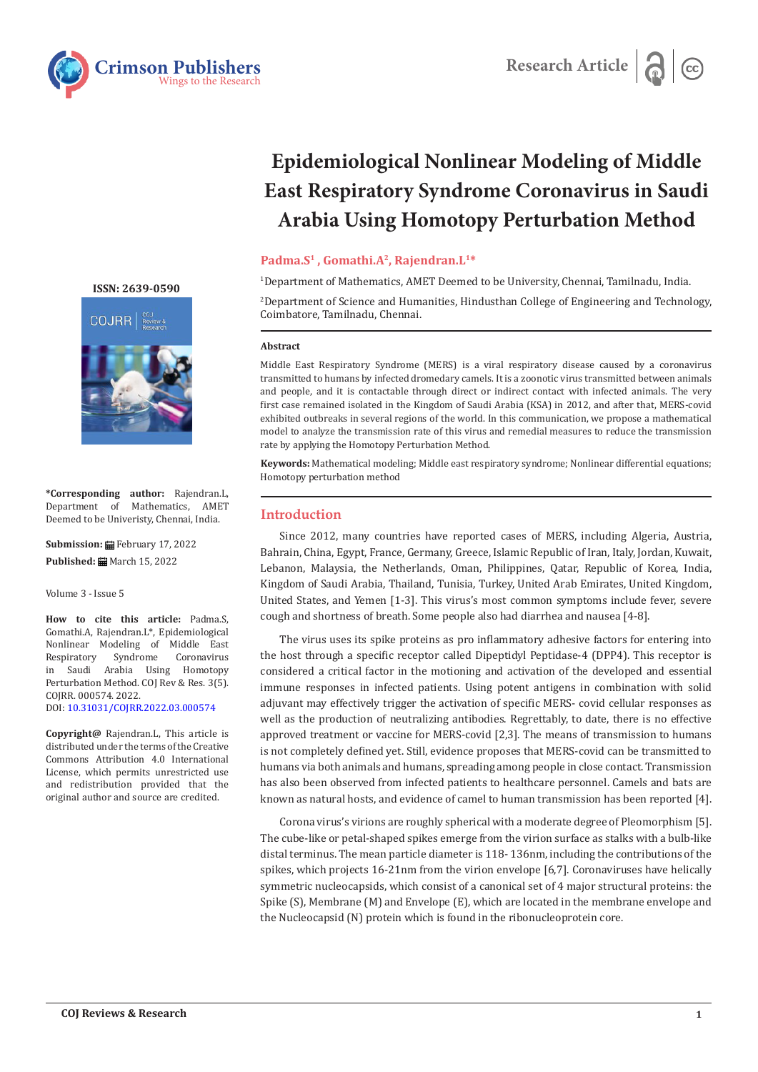Research Article

# Epidemiological Nonlinear Modeling of Middle East Respiratory Syndrome Coronavirus in Saudi Arabia Using Homotopy Perturbation Method

**Padma.S[1], Gomathi.A[2], Rajendran.L[1]***

[1]Department of Mathematics, AMET Deemed to be University, Chennai, Tamilnadu, India.

[2]Department of Science and Humanities, Hindusthan College of Engineering and Technology, Coimbatore, Tamilnadu, Chennai.

**ISSN: 2639-0590**

**\*Corresponding author:** Rajendran.L, Department of Mathematics, AMET Deemed to be Univeristy, Chennai, India.

**Submission:** February 17, 2022

**Published:** March 15, 2022

Volume 3 - Issue 5

**How to cite this article:** Padma.S, Gomathi.A, Rajendran.L*, Epidemiological Nonlinear Modeling of Middle East Respiratory Syndrome Coronavirus in Saudi Arabia Using Homotopy Perturbation Method. COJ Rev & Res. 3(5). COJRR. 000574. 2022.
DOI: 10.31031/COJRR.2022.03.000574

**Copyright@** Rajendran.L, This article is distributed under the terms of the Creative Commons Attribution 4.0 International License, which permits unrestricted use and redistribution provided that the original author and source are credited.

### Abstract

Middle East Respiratory Syndrome (MERS) is a viral respiratory disease caused by a coronavirus transmitted to humans by infected dromedary camels. It is a zoonotic virus transmitted between animals and people, and it is contactable through direct or indirect contact with infected animals. The very first case remained isolated in the Kingdom of Saudi Arabia (KSA) in 2012, and after that, MERS-covid exhibited outbreaks in several regions of the world. In this communication, we propose a mathematical model to analyze the transmission rate of this virus and remedial measures to reduce the transmission rate by applying the Homotopy Perturbation Method.

**Keywords:** Mathematical modeling; Middle east respiratory syndrome; Nonlinear differential equations; Homotopy perturbation method

## Introduction

Since 2012, many countries have reported cases of MERS, including Algeria, Austria, Bahrain, China, Egypt, France, Germany, Greece, Islamic Republic of Iran, Italy, Jordan, Kuwait, Lebanon, Malaysia, the Netherlands, Oman, Philippines, Qatar, Republic of Korea, India, Kingdom of Saudi Arabia, Thailand, Tunisia, Turkey, United Arab Emirates, United Kingdom, United States, and Yemen [1-3]. This virus's most common symptoms include fever, severe cough and shortness of breath. Some people also had diarrhea and nausea [4-8].

The virus uses its spike proteins as pro inflammatory adhesive factors for entering into the host through a specific receptor called Dipeptidyl Peptidase-4 (DPP4). This receptor is considered a critical factor in the motioning and activation of the developed and essential immune responses in infected patients. Using potent antigens in combination with solid adjuvant may effectively trigger the activation of specific MERS- covid cellular responses as well as the production of neutralizing antibodies. Regrettably, to date, there is no effective approved treatment or vaccine for MERS-covid [2,3]. The means of transmission to humans is not completely defined yet. Still, evidence proposes that MERS-covid can be transmitted to humans via both animals and humans, spreading among people in close contact. Transmission has also been observed from infected patients to healthcare personnel. Camels and bats are known as natural hosts, and evidence of camel to human transmission has been reported [4].

Corona virus's virions are roughly spherical with a moderate degree of Pleomorphism [5]. The cube-like or petal-shaped spikes emerge from the virion surface as stalks with a bulb-like distal terminus. The mean particle diameter is 118- 136nm, including the contributions of the spikes, which projects 16-21nm from the virion envelope [6,7]. Coronaviruses have helically symmetric nucleocapsids, which consist of a canonical set of 4 major structural proteins: the Spike (S), Membrane (M) and Envelope (E), which are located in the membrane envelope and the Nucleocapsid (N) protein which is found in the ribonucleoprotein core.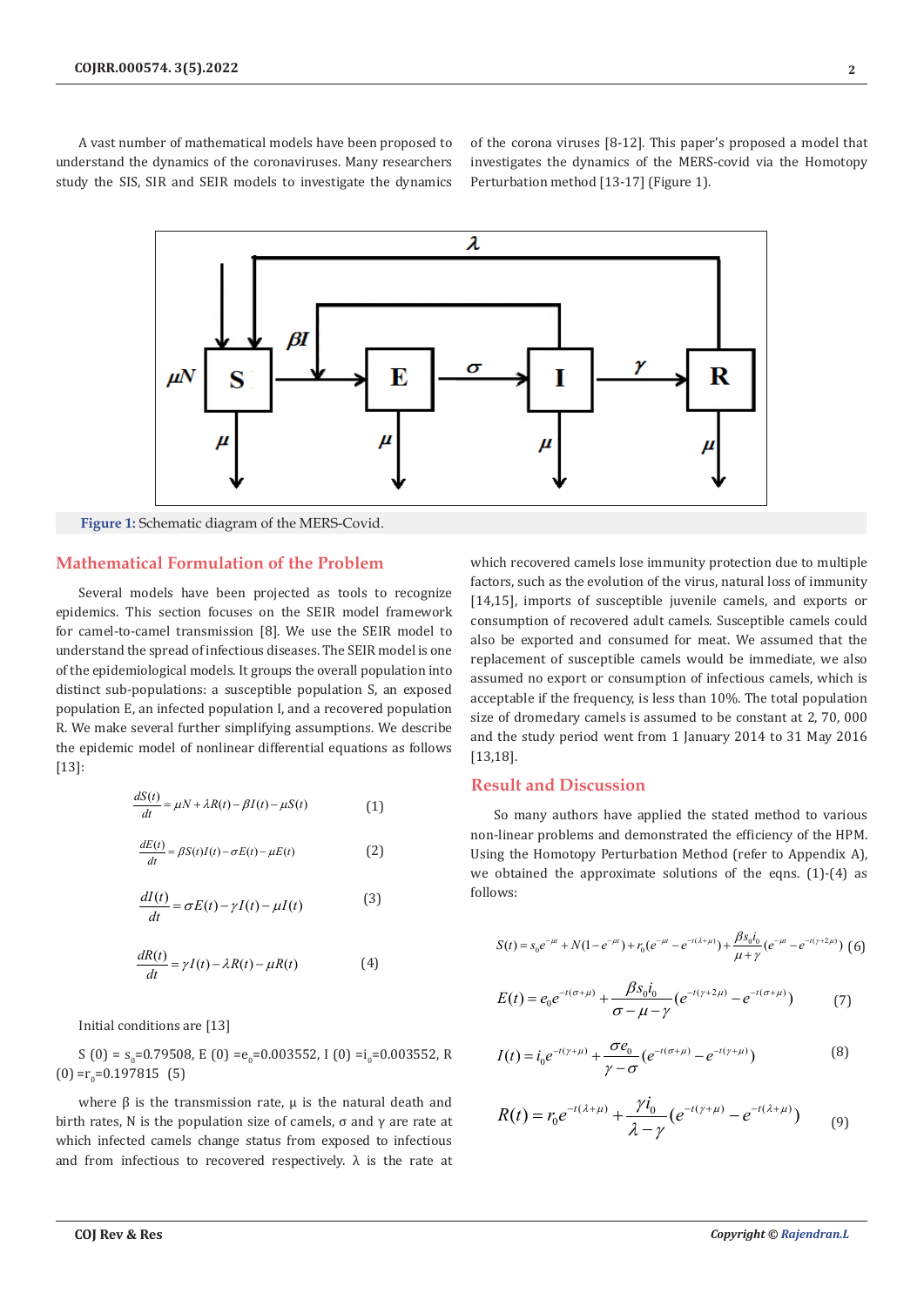A vast number of mathematical models have been proposed to understand the dynamics of the coronaviruses. Many researchers study the SIS, SIR and SEIR models to investigate the dynamics of the corona viruses [8-12]. This paper's proposed a model that investigates the dynamics of the MERS-covid via the Homotopy Perturbation method [13-17] (Figure 1).

**Figure 1:** Schematic diagram of the MERS-Covid.

## Mathematical Formulation of the Problem

Several models have been projected as tools to recognize epidemics. This section focuses on the SEIR model framework for camel-to-camel transmission [8]. We use the SEIR model to understand the spread of infectious diseases. The SEIR model is one of the epidemiological models. It groups the overall population into distinct sub-populations: a susceptible population S, an exposed population E, an infected population I, and a recovered population R. We make several further simplifying assumptions. We describe the epidemic model of nonlinear differential equations as follows [13]:

$$\frac{dS(t)}{dt} = \mu N + \lambda R(t) - \beta I(t) - \mu S(t) \qquad (1)$$

$$\frac{dE(t)}{dt} = \beta S(t) I(t) - \sigma E(t) - \mu E(t) \qquad (2)$$

$$\frac{dI(t)}{dt} = \sigma E(t) - \gamma I(t) - \mu I(t) \qquad (3)$$

$$\frac{dR(t)}{dt} = \gamma I(t) - \lambda R(t) - \mu R(t) \qquad (4)$$

Initial conditions are [13]

$S(0) = s_0 = 0.79508$, $E(0) = e_0 = 0.003552$, $I(0) = i_0 = 0.003552$, $R(0) = r_0 = 0.197815$ (5)

where $\beta$ is the transmission rate, $\mu$ is the natural death and birth rates, N is the population size of camels, $\sigma$ and $\gamma$ are rate at which infected camels change status from exposed to infectious and from infectious to recovered respectively. $\lambda$ is the rate at which recovered camels lose immunity protection due to multiple factors, such as the evolution of the virus, natural loss of immunity [14,15], imports of susceptible juvenile camels, and exports or consumption of recovered adult camels. Susceptible camels could also be exported and consumed for meat. We assumed that the replacement of susceptible camels would be immediate, we also assumed no export or consumption of infectious camels, which is acceptable if the frequency, is less than 10%. The total population size of dromedary camels is assumed to be constant at 2, 70, 000 and the study period went from 1 January 2014 to 31 May 2016 [13,18].

## Result and Discussion

So many authors have applied the stated method to various non-linear problems and demonstrated the efficiency of the HPM. Using the Homotopy Perturbation Method (refer to Appendix A), we obtained the approximate solutions of the eqns. (1)-(4) as follows:

$$S(t) = s_0 e^{-\mu t} + N(1 - e^{-\mu t}) + r_0 (e^{-\mu t} - e^{-t(\lambda+\mu)}) + \frac{\beta s_0 i_0}{\mu + \gamma}(e^{-\mu t} - e^{-t(\gamma+2\mu)}) \quad (6)$$

$$E(t) = e_0 e^{-t(\sigma+\mu)} + \frac{\beta s_0 i_0}{\sigma - \mu - \gamma}(e^{-t(\gamma+2\mu)} - e^{-t(\sigma+\mu)}) \qquad (7)$$

$$I(t) = i_0 e^{-t(\gamma+\mu)} + \frac{\sigma e_0}{\gamma - \sigma}(e^{-t(\sigma+\mu)} - e^{-t(\gamma+\mu)}) \qquad (8)$$

$$R(t) = r_0 e^{-t(\lambda+\mu)} + \frac{\gamma i_0}{\lambda - \gamma}(e^{-t(\gamma+\mu)} - e^{-t(\lambda+\mu)}) \qquad (9)$$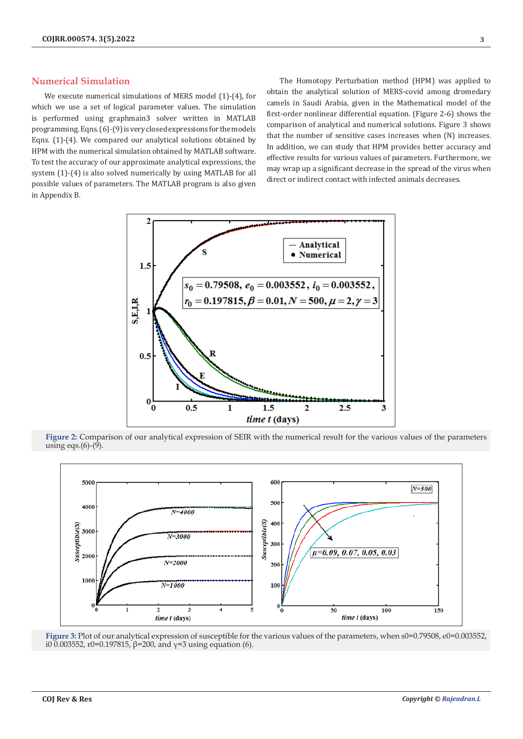## Numerical Simulation

We execute numerical simulations of MERS model (1)-(4), for which we use a set of logical parameter values. The simulation is performed using graphmain3 solver written in MATLAB programming. Eqns. (6)-(9) is very closed expressions for the models Eqns. (1)-(4). We compared our analytical solutions obtained by HPM with the numerical simulation obtained by MATLAB software. To test the accuracy of our approximate analytical expressions, the system (1)-(4) is also solved numerically by using MATLAB for all possible values of parameters. The MATLAB program is also given in Appendix B.

The Homotopy Perturbation method (HPM) was applied to obtain the analytical solution of MERS-covid among dromedary camels in Saudi Arabia, given in the Mathematical model of the first-order nonlinear differential equation. (Figure 2-6) shows the comparison of analytical and numerical solutions. Figure 3 shows that the number of sensitive cases increases when (N) increases. In addition, we can study that HPM provides better accuracy and effective results for various values of parameters. Furthermore, we may wrap up a significant decrease in the spread of the virus when direct or indirect contact with infected animals decreases.

**Figure 2:** Comparison of our analytical expression of SEIR with the numerical result for the various values of the parameters using eqs.(6)-(9).

**Figure 3:** Plot of our analytical expression of susceptible for the various values of the parameters, when s0=0.79508, e0=0.003552, i0 0.003552, r0=0.197815, β=200, and γ=3 using equation (6).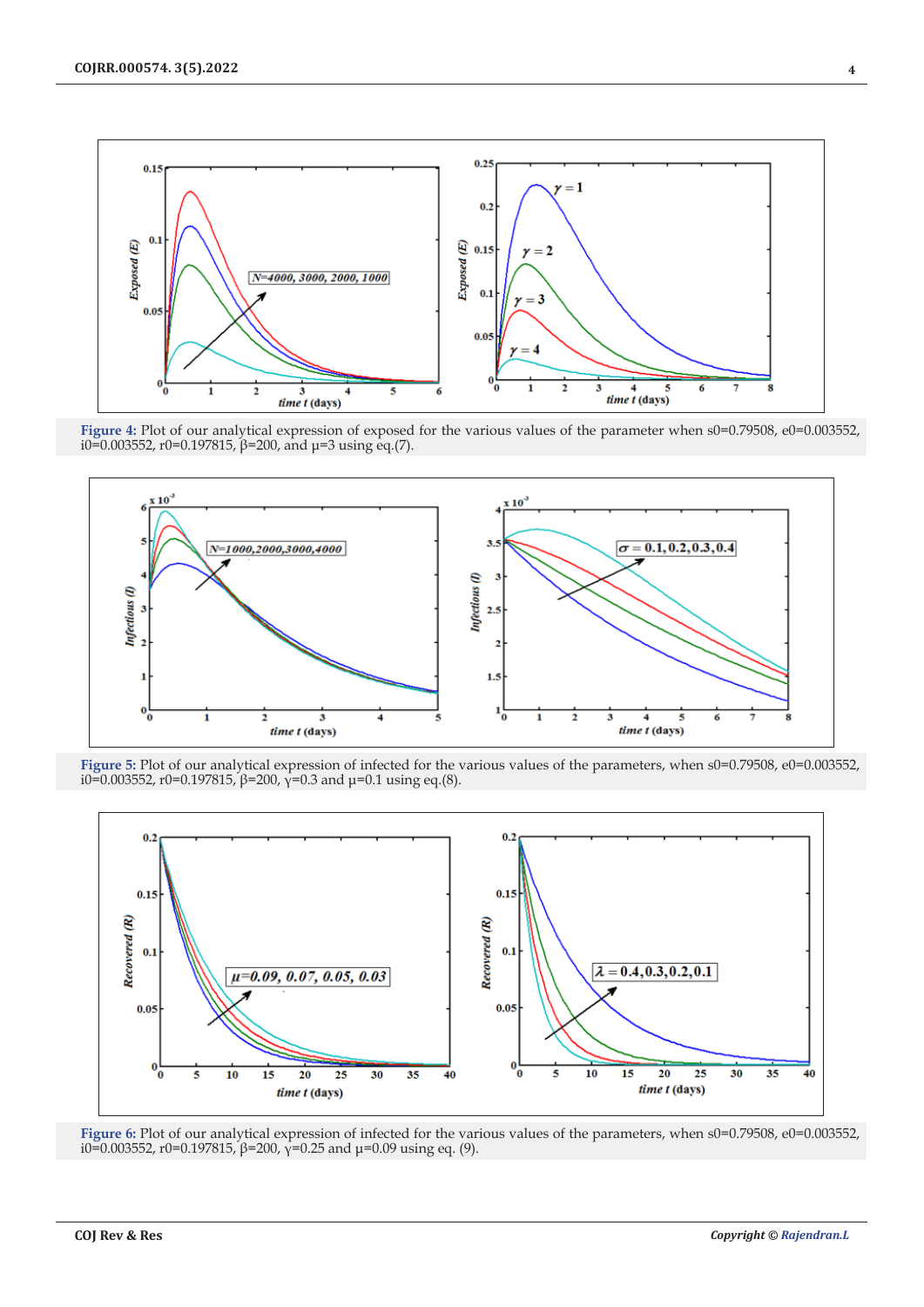**Figure 4:** Plot of our analytical expression of exposed for the various values of the parameter when s0=0.79508, e0=0.003552, i0=0.003552, r0=0.197815, β=200, and μ=3 using eq.(7).

**Figure 5:** Plot of our analytical expression of infected for the various values of the parameters, when s0=0.79508, e0=0.003552, i0=0.003552, r0=0.197815, β=200, γ=0.3 and μ=0.1 using eq.(8).

**Figure 6:** Plot of our analytical expression of infected for the various values of the parameters, when s0=0.79508, e0=0.003552, i0=0.003552, r0=0.197815, β=200, γ=0.25 and μ=0.09 using eq. (9).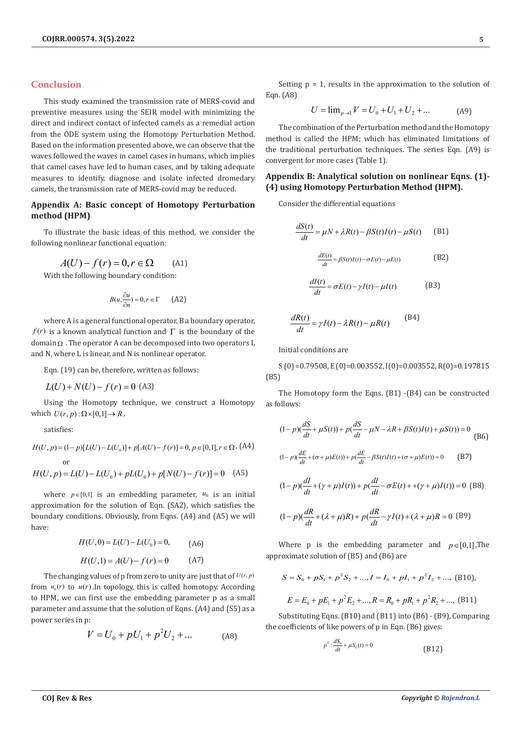## Conclusion

This study examined the transmission rate of MERS-covid and preventive measures using the SEIR model with minimizing the direct and indirect contact of infected camels as a remedial action from the ODE system using the Homotopy Perturbation Method. Based on the information presented above, we can observe that the waves followed the waves in camel cases in humans, which implies that camel cases have led to human cases, and by taking adequate measures to identify, diagnose and isolate infected dromedary camels, the transmission rate of MERS-covid may be reduced.

## Appendix A: Basic concept of Homotopy Perturbation method (HPM)

To illustrate the basic ideas of this method, we consider the following nonlinear functional equation:

$$A(U) - f(r) = 0, r \in \Omega \qquad \text{(A1)}$$

With the following boundary condition:

$$B(u, \frac{\partial u}{\partial n}) = 0, r \in \Gamma \qquad \text{(A2)}$$

where A is a general functional operator, B a boundary operator, $f(r)$ is a known analytical function and $\Gamma$ is the boundary of the domain $\Omega$. The operator A can be decomposed into two operators L and N, where L is linear, and N is nonlinear operator.

Eqn. (19) can be, therefore, written as follows:

$$L(U) + N(U) - f(r) = 0 \quad \text{(A3)}$$

Using the Homotopy technique, we construct a Homotopy which $U(r,p): \Omega \times [0,1] \to R$,

satisfies:

$$H(U,p) = (1-p)[L(U) - L(U_0)] + p[A(U) - f(r)] = 0, p \in [0,1], r \in \Omega, \quad \text{(A4)}$$

or

$$H(U,p) = L(U) - L(U_0) + pL(U_0) + p[N(U) - f(r)] = 0 \quad \text{(A5)}$$

where $p \in [0,1]$ is an embedding parameter, $u_0$ is an initial approximation for the solution of Eqn. (SA2), which satisfies the boundary conditions. Obviously, from Eqns. (A4) and (A5) we will have:

$$H(U,0) = L(U) - L(U_0) = 0, \qquad \text{(A6)}$$

$$H(U,1) = A(U) - f(r) = 0 \qquad \text{(A7)}$$

The changing values of p from zero to unity are just that of $U(r,p)$ from $u_0(r)$ to $u(r)$. In topology, this is called homotopy. According to HPM, we can first use the embedding parameter p as a small parameter and assume that the solution of Eqns. (A4) and (S5) as a power series in p:

$$V = U_0 + pU_1 + p^2U_2 + ... \qquad \text{(A8)}$$

Setting p = 1, results in the approximation to the solution of Eqn. (A8)

$$U = \lim_{p \to 1} V = U_0 + U_1 + U_2 + ... \qquad \text{(A9)}$$

The combination of the Perturbation method and the Homotopy method is called the HPM; which has eliminated limitations of the traditional perturbation techniques. The series Eqn. (A9) is convergent for more cases (Table 1).

## Appendix B: Analytical solution on nonlinear Eqns. (1)-(4) using Homotopy Perturbation Method (HPM).

Consider the differential equations

$$\frac{dS(t)}{dt} = \mu N + \lambda R(t) - \beta S(t)I(t) - \mu S(t) \qquad \text{(B1)}$$

$$\frac{dE(t)}{dt} = \beta S(t)I(t) - \sigma E(t) - \mu E(t) \qquad \text{(B2)}$$

$$\frac{dI(t)}{dt} = \sigma E(t) - \gamma I(t) - \mu I(t) \qquad \text{(B3)}$$

$$\frac{dR(t)}{dt} = \gamma I(t) - \lambda R(t) - \mu R(t) \qquad \text{(B4)}$$

Initial conditions are

S (0) =0.79508, E (0)=0.003552, I(0)=0.003552, R(0)=0.197815 (B5)

The Homotopy form the Eqns. (B1) -(B4) can be constructed as follows:

$$(1-p)(\frac{dS}{dt} + \mu S(t)) + p(\frac{dS}{dt} - \mu N - \lambda R + \beta S(t)I(t) + \mu S(t)) = 0 \qquad \text{(B6)}$$

$$(1-p)(\frac{dE}{dt} + (\sigma + \mu)E(t)) + p(\frac{dE}{dt} - \beta S(t)I(t) + (\sigma + \mu)E(t)) = 0 \qquad \text{(B7)}$$

$$(1-p)(\frac{dI}{dt} + (\gamma + \mu)I(t)) + p(\frac{dI}{dt} - \sigma E(t) + +(\gamma + \mu)I(t)) = 0 \quad \text{(B8)}$$

$$(1-p)(\frac{dR}{dt} + (\lambda + \mu)R) + p(\frac{dR}{dt} - \gamma I(t) + (\lambda + \mu)R = 0 \quad \text{(B9)}$$

Where p is the embedding parameter and $p \in [0,1]$, The approximate solution of (B5) and (B6) are

$$S = S_0 + pS_1 + p^2S_2 + ..., I = I_0 + pI_1 + p^2I_2 + ..., \quad \text{(B10)},$$

$$E = E_0 + pE_1 + p^2E_2 + ..., R = R_0 + pR_1 + p^2R_2 + ..., \quad \text{(B11)}$$

Substituting Eqns. (B10) and (B11) into (B6) - (B9), Comparing the coefficients of like powers of p in Eqn. (B6) gives:

$$p^0 : \frac{dS_0}{dt} + \mu S_0(t) = 0 \qquad \text{(B12)}$$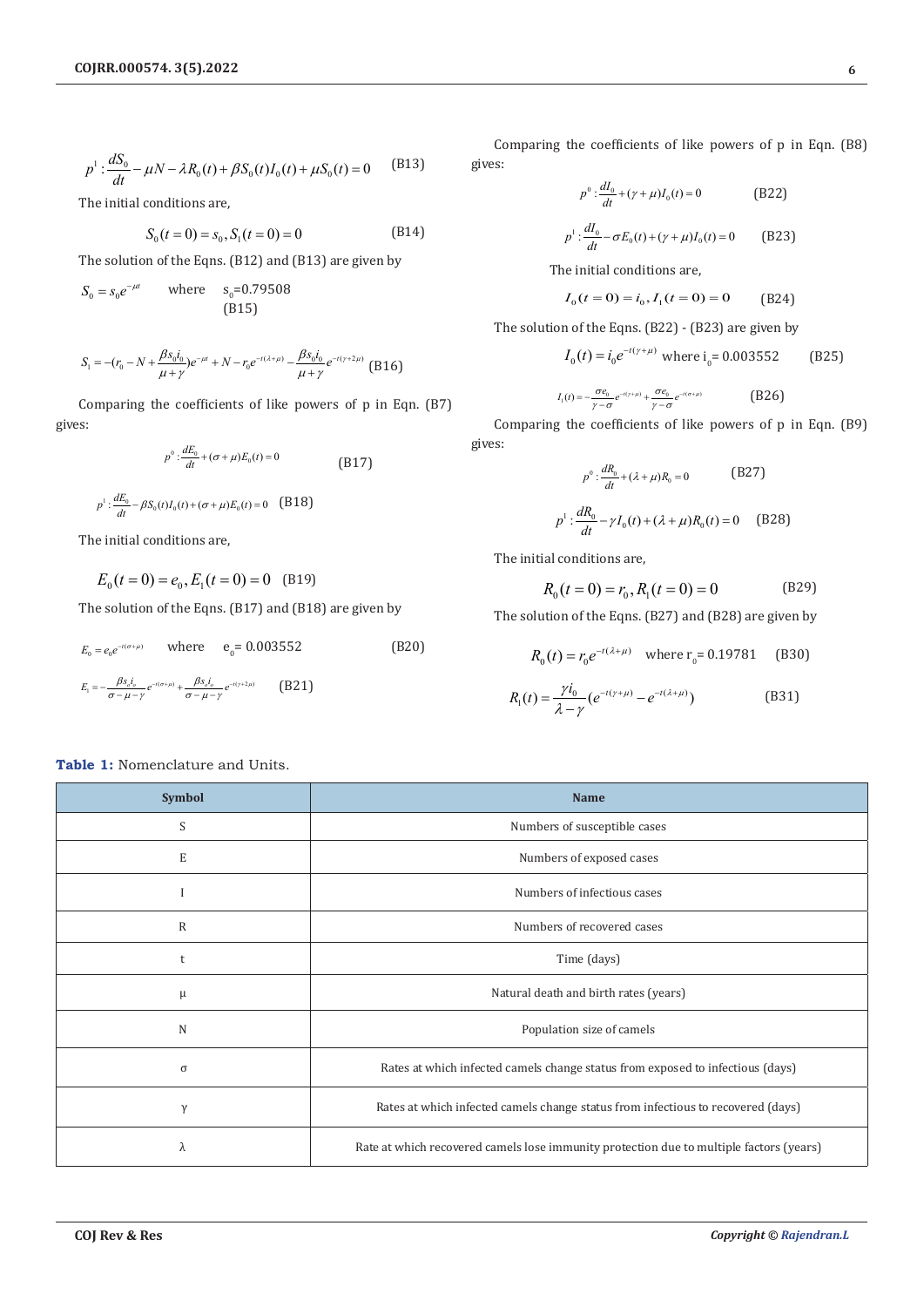$$p^1 : \frac{dS_0}{dt} - \mu N - \lambda R_0(t) + \beta S_0(t) I_0(t) + \mu S_0(t) = 0 \quad \text{(B13)}$$

The initial conditions are,

$$S_0(t=0) = s_0, S_1(t=0) = 0 \quad \text{(B14)}$$

The solution of the Eqns. (B12) and (B13) are given by

$$S_0 = s_0 e^{-\mu t} \quad \text{where} \quad s_0 = 0.79508 \quad \text{(B15)}$$

$$S_1 = -(r_0 - N + \frac{\beta s_0 i_0}{\mu + \gamma}) e^{-\mu t} + N - r_0 e^{-t(\lambda + \mu)} - \frac{\beta s_0 i_0}{\mu + \gamma} e^{-t(\gamma + 2\mu)} \quad \text{(B16)}$$

Comparing the coefficients of like powers of p in Eqn. (B7) gives:

$$p^0 : \frac{dE_0}{dt} + (\sigma + \mu) E_0(t) = 0 \quad \text{(B17)}$$

$$p^1 : \frac{dE_0}{dt} - \beta S_0(t) I_0(t) + (\sigma + \mu) E_0(t) = 0 \quad \text{(B18)}$$

The initial conditions are,

$$E_0(t=0) = e_0, E_1(t=0) = 0 \quad \text{(B19)}$$

The solution of the Eqns. (B17) and (B18) are given by

$$E_0 = e_0 e^{-t(\sigma + \mu)} \quad \text{where} \quad e_0 = 0.003552 \quad \text{(B20)}$$

$$E_1 = -\frac{\beta s_o i_o}{\sigma - \mu - \gamma} e^{-t(\sigma + \mu)} + \frac{\beta s_o i_o}{\sigma - \mu - \gamma} e^{-t(\gamma + 2\mu)} \quad \text{(B21)}$$

Comparing the coefficients of like powers of p in Eqn. (B8) gives:

$$p^0 : \frac{dI_0}{dt} + (\gamma + \mu) I_0(t) = 0 \quad \text{(B22)}$$

$$p^1 : \frac{dI_0}{dt} - \sigma E_0(t) + (\gamma + \mu) I_0(t) = 0 \quad \text{(B23)}$$

The initial conditions are,

$$I_0(t=0) = i_0, I_1(t=0) = 0 \quad \text{(B24)}$$

The solution of the Eqns. (B22) - (B23) are given by

$$I_0(t) = i_0 e^{-t(\gamma + \mu)} \quad \text{where } i_0 = 0.003552 \quad \text{(B25)}$$

$$I_1(t) = -\frac{\sigma e_0}{\gamma - \sigma} e^{-t(\gamma + \mu)} + \frac{\sigma e_0}{\gamma - \sigma} e^{-t(\sigma + \mu)} \quad \text{(B26)}$$

Comparing the coefficients of like powers of p in Eqn. (B9) gives:

$$p^0 : \frac{dR_0}{dt} + (\lambda + \mu) R_0 = 0 \quad \text{(B27)}$$

$$p^1 : \frac{dR_0}{dt} - \gamma I_0(t) + (\lambda + \mu) R_0(t) = 0 \quad \text{(B28)}$$

The initial conditions are,

$$R_0(t=0) = r_0, R_1(t=0) = 0 \quad \text{(B29)}$$

The solution of the Eqns. (B27) and (B28) are given by

$$R_0(t) = r_0 e^{-t(\lambda + \mu)} \quad \text{where } r_0 = 0.19781 \quad \text{(B30)}$$

$$R_1(t) = \frac{\gamma i_0}{\lambda - \gamma} (e^{-t(\gamma + \mu)} - e^{-t(\lambda + \mu)}) \quad \text{(B31)}$$

**Table 1:** Nomenclature and Units.

| Symbol | Name |
|---|---|
| S | Numbers of susceptible cases |
| E | Numbers of exposed cases |
| I | Numbers of infectious cases |
| R | Numbers of recovered cases |
| t | Time (days) |
| μ | Natural death and birth rates (years) |
| N | Population size of camels |
| σ | Rates at which infected camels change status from exposed to infectious (days) |
| γ | Rates at which infected camels change status from infectious to recovered (days) |
| λ | Rate at which recovered camels lose immunity protection due to multiple factors (years) |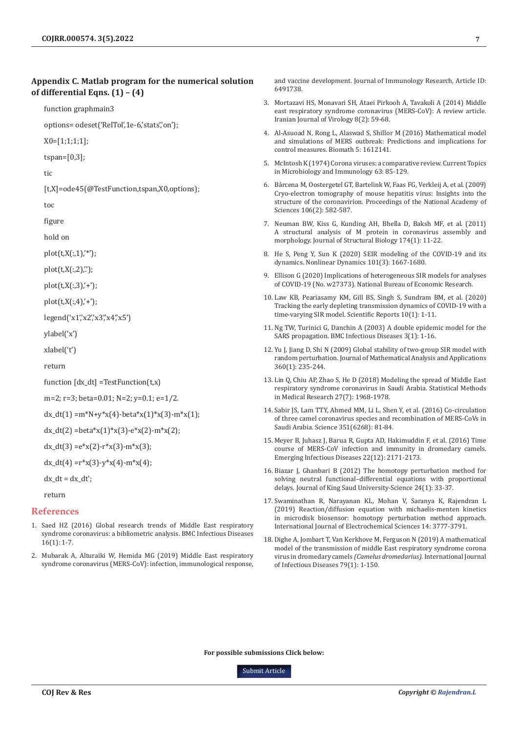## Appendix C. Matlab program for the numerical solution of differential Eqns. (1) – (4)

```
function graphmain3
options= odeset('RelTol',1e-6,'stats','on');
X0=[1;1;1;1];
tspan=[0,3];
tic
[t,X]=ode45(@TestFunction,tspan,X0,options);
toc
figure
hold on
plot(t,X(:,1),'*');
plot(t,X(:,2),'.');
plot(t,X(:,3),'+');
plot(t,X(:,4),'+');
legend('x1','x2','x3','x4','x5')
ylabel('x')
xlabel('t')
return
function [dx_dt] =TestFunction(t,x)
m=2; r=3; beta=0.01; N=2; y=0.1; e=1/2.
dx_dt(1) =m*N+y*x(4)-beta*x(1)*x(3)-m*x(1);
dx_dt(2) =beta*x(1)*x(3)-e*x(2)-m*x(2);
dx_dt(3) =e*x(2)-r*x(3)-m*x(3);
dx_dt(4) =r*x(3)-y*x(4)-m*x(4);
dx_dt = dx_dt';
return
```

## References

1. Saed HZ (2016) Global research trends of Middle East respiratory syndrome coronaviruses: a bibliometric analysis. BMC Infectious Diseases 16(1): 1-7.
2. Mubarak A, Alturaiki W, Hemida MG (2019) Middle East respiratory syndrome coronavirus (MERS-CoV): infection, immunological response, and vaccine development. Journal of Immunology Research, Article ID: 6491738.
3. Mortazavi HS, Monavari SH, Ataei Pirkooh A, Tavakoli A (2014) Middle east respiratory syndrome coronavirus (MERS-CoV): A review article. Iranian Journal of Virology 8(2): 59-68.
4. Al-Asuoad N, Rong L, Alaswad S, Shillor M (2016) Mathematical model and simulations of MERS outbreak: Predictions and implications for control measures. Biomath 5: 1612141.
5. McIntosh K (1974) Corona viruses: a comparative review. Current Topics in Microbiology and Immunology 63: 85-129.
6. Bárcena M, Oostergetel GT, Bartelink W, Faas FG, Verkleij A, et al. (2009) Cryo-electron tomography of mouse hepatitis virus: Insights into the structure of the coronavirion. Proceedings of the National Academy of Sciences 106(2): 582-587.
7. Neuman BW, Kiss G, Kunding AH, Bhella D, Baksh MF, et al. (2011) A structural analysis of M protein in coronavirus assembly and morphology. Journal of Structural Biology 174(1): 11-22.
8. He S, Peng Y, Sun K (2020) SEIR modeling of the COVID-19 and its dynamics. Nonlinear Dynamics 101(3): 1667-1680.
9. Ellison G (2020) Implications of heterogeneous SIR models for analyses of COVID-19 (No. w27373). National Bureau of Economic Research.
10. Law KB, Peariasamy KM, Gill BS, Singh S, Sundram BM, et al. (2020) Tracking the early depleting transmission dynamics of COVID-19 with a time-varying SIR model. Scientific Reports 10(1): 1-11.
11. Ng TW, Turinici G, Danchin A (2003) A double epidemic model for the SARS propagation. BMC Infectious Diseases 3(1): 1-16.
12. Yu J, Jiang D, Shi N (2009) Global stability of two-group SIR model with random perturbation. Journal of Mathematical Analysis and Applications 360(1): 235-244.
13. Lin Q, Chiu AP, Zhao S, He D (2018) Modeling the spread of Middle East respiratory syndrome coronavirus in Saudi Arabia. Statistical Methods in Medical Research 27(7): 1968-1978.
14. Sabir JS, Lam TTY, Ahmed MM, Li L, Shen Y, et al. (2016) Co-circulation of three camel coronavirus species and recombination of MERS-CoVs in Saudi Arabia. Science 351(6268): 81-84.
15. Meyer B, Juhasz J, Barua R, Gupta AD, Hakimuddin F, et al. (2016) Time course of MERS-CoV infection and immunity in dromedary camels. Emerging Infectious Diseases 22(12): 2171-2173.
16. Biazar J, Ghanbari B (2012) The homotopy perturbation method for solving neutral functional–differential equations with proportional delays. Journal of King Saud University-Science 24(1): 33-37.
17. Swaminathan R, Narayanan KL, Mohan V, Saranya K, Rajendran L (2019) Reaction/diffusion equation with michaelis-menten kinetics in microdisk biosensor: homotopy perturbation method approach. International Journal of Electrochemical Sciences 14: 3777-3791.
18. Dighe A, Jombart T, Van Kerkhove M, Ferguson N (2019) A mathematical model of the transmission of middle East respiratory syndrome corona virus in dromedary camels *(Camelus dromedarius)*. International Journal of Infectious Diseases 79(1): 1-150.

**For possible submissions Click below:**

Submit Article